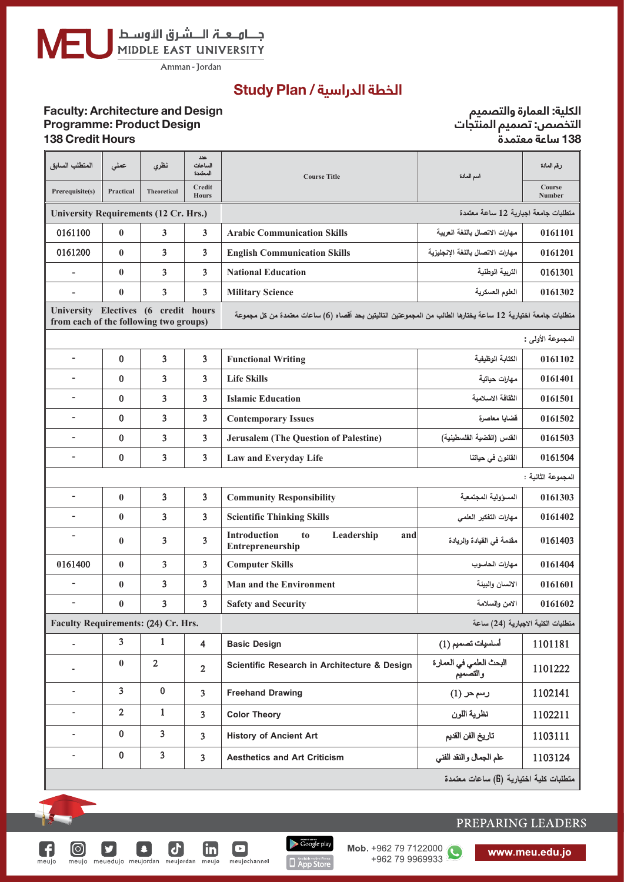جــامـعــة الــشـرق الأوسـط
MIDDLE EAST UNIVERSITY
Amman - Jordan

# Study Plan / الخطة الدراسية

**Faculty: Architecture and Design**
**Programme: Product Design**
**138 Credit Hours**

**الكلية: العمارة والتصميم**
**التخصص: تصميم المنتجات**
**138 ساعة معتمدة**

| المتطلب السابق Prerequisite(s) | عملي Practical | نظري Theoretical | عدد الساعات المعتمدة Credit Hours | Course Title | اسم المادة | رقم المادة Course Number |
|---|---|---|---|---|---|---|
| **University Requirements (12 Cr. Hrs.)** | | | | **متطلبات جامعة اجبارية 12 ساعة معتمدة** | | |
| 0161100 | 0 | 3 | 3 | Arabic Communication Skills | مهارات الاتصال باللغة العربية | 0161101 |
| 0161200 | 0 | 3 | 3 | English Communication Skills | مهارات الاتصال باللغة الإنجليزية | 0161201 |
| - | 0 | 3 | 3 | National Education | التربية الوطنية | 0161301 |
| - | 0 | 3 | 3 | Military Science | العلوم العسكرية | 0161302 |
| **University Electives (6 credit hours from each of the following two groups)** | | | | **متطلبات جامعة اختيارية 12 ساعة يختارها الطالب من المجموعتين التاليتين بحد أقصاه (6) ساعات معتمدة من كل مجموعة** | | |
| **المجموعة الأولى :** | | | | | | |
| - | 0 | 3 | 3 | Functional Writing | الكتابة الوظيفية | 0161102 |
| - | 0 | 3 | 3 | Life Skills | مهارات حياتية | 0161401 |
| - | 0 | 3 | 3 | Islamic Education | الثقافة الاسلامية | 0161501 |
| - | 0 | 3 | 3 | Contemporary Issues | قضايا معاصرة | 0161502 |
| - | 0 | 3 | 3 | Jerusalem (The Question of Palestine) | القدس (القضية الفلسطينية) | 0161503 |
| - | 0 | 3 | 3 | Law and Everyday Life | القانون في حياتنا | 0161504 |
| **المجموعة الثانية :** | | | | | | |
| - | 0 | 3 | 3 | Community Responsibility | المسؤولية المجتمعية | 0161303 |
| - | 0 | 3 | 3 | Scientific Thinking Skills | مهارات التفكير العلمي | 0161402 |
| - | 0 | 3 | 3 | Introduction to Leadership and Entrepreneurship | مقدمة في القيادة والريادة | 0161403 |
| 0161400 | 0 | 3 | 3 | Computer Skills | مهارات الحاسوب | 0161404 |
| - | 0 | 3 | 3 | Man and the Environment | الانسان والبيئة | 0161601 |
| - | 0 | 3 | 3 | Safety and Security | الامن والسلامة | 0161602 |
| **Faculty Requirements: (24) Cr. Hrs.** | | | | **متطلبات الكلية الاجبارية (24) ساعة** | | |
| - | 3 | 1 | 4 | Basic Design | أساسيات تصميم (1) | 1101181 |
| - | 0 | 2 | 2 | Scientific Research in Architecture & Design | البحث العلمي في العمارة والتصميم | 1101222 |
| - | 3 | 0 | 3 | Freehand Drawing | رسم حر (1) | 1102141 |
| - | 2 | 1 | 3 | Color Theory | نظرية اللون | 1102211 |
| - | 0 | 3 | 3 | History of Ancient Art | تاريخ الفن القديم | 1103111 |
| - | 0 | 3 | 3 | Aesthetics and Art Criticism | علم الجمال والنقد الفني | 1103124 |
| **متطلبات كلية اختيارية (6) ساعات معتمدة** | | | | | | |

PREPARING LEADERS

Mob. +962 79 7122000
+962 79 9969933

www.meu.edu.jo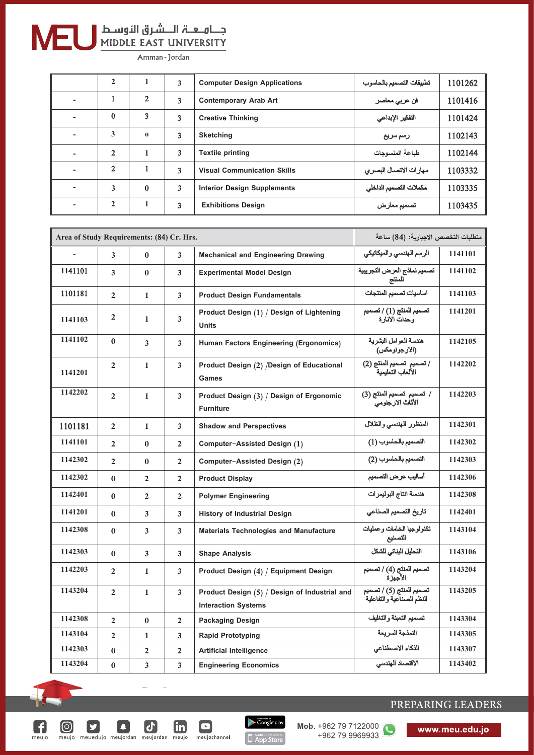| | | | | | | |
|---|---|---|---|---|---|---|
| | 2 | 1 | 3 | Computer Design Applications | تطبيقات التصميم بالحاسوب | 1101262 |
| - | 1 | 2 | 3 | Contemporary Arab Art | فن عربي معاصر | 1101416 |
| - | 0 | 3 | 3 | Creative Thinking | التفكير الإبداعي | 1101424 |
| - | 3 | 0 | 3 | Sketching | رسم سريع | 1102143 |
| - | 2 | 1 | 3 | Textile printing | طباعة المنسوجات | 1102144 |
| - | 2 | 1 | 3 | Visual Communication Skills | مهارات الاتصال البصري | 1103332 |
| - | 3 | 0 | 3 | Interior Design Supplements | مكملات التصميم الداخلي | 1103335 |
| - | 2 | 1 | 3 | Exhibitions Design | تصميم معارض | 1103435 |

| Area of Study Requirements: (84) Cr. Hrs. | | | | | متطلبات التخصص الاجبارية: (84) ساعة | |
|---|---|---|---|---|---|---|
| - | 3 | 0 | 3 | Mechanical and Engineering Drawing | الرسم الهندسي والميكانيكي | 1141101 |
| 1141101 | 3 | 0 | 3 | Experimental Model Design | تصميم نماذج العرض التجريبية للمنتج | 1141102 |
| 1101181 | 2 | 1 | 3 | Product Design Fundamentals | اساسيات تصميم المنتجات | 1141103 |
| 1141103 | 2 | 1 | 3 | Product Design (1) / Design of Lightening Units | تصميم المنتج (1) / تصميم وحدات الانارة | 1141201 |
| 1141102 | 0 | 3 | 3 | Human Factors Engineering (Ergonomics) | هندسة العوامل البشرية (الارجونومكس) | 1142105 |
| 1141201 | 2 | 1 | 3 | Product Design (2) /Design of Educational Games | تصميم المنتج (2) / تصميم الألعاب التعليمية | 1142202 |
| 1142202 | 2 | 1 | 3 | Product Design (3) / Design of Ergonomic Furniture | تصميم المنتج (3) / تصميم الأثاث الارجنومي | 1142203 |
| 1101181 | 2 | 1 | 3 | Shadow and Perspectives | المنظور الهندسي والظلال | 1142301 |
| 1141101 | 2 | 0 | 2 | Computer-Assisted Design (1) | التصميم بالحاسوب (1) | 1142302 |
| 1142302 | 2 | 0 | 2 | Computer-Assisted Design (2) | التصميم بالحاسوب (2) | 1142303 |
| 1142302 | 0 | 2 | 2 | Product Display | أساليب عرض التصميم | 1142306 |
| 1142401 | 0 | 2 | 2 | Polymer Engineering | هندسة انتاج البوليمرات | 1142308 |
| 1141201 | 0 | 3 | 3 | History of Industrial Design | تاريخ التصميم الصناعي | 1142401 |
| 1142308 | 0 | 3 | 3 | Materials Technologies and Manufacture | تكنولوجيا الخامات وعمليات التصنيع | 1143104 |
| 1142303 | 0 | 3 | 3 | Shape Analysis | التحليل البنائي للشكل | 1143106 |
| 1142203 | 2 | 1 | 3 | Product Design (4) / Equipment Design | تصميم المنتج (4) / تصميم الأجهزة | 1143204 |
| 1143204 | 2 | 1 | 3 | Product Design (5) / Design of Industrial and Interaction Systems | تصميم المنتج (5) / تصميم النظم الصناعية والتفاعلية | 1143205 |
| 1142308 | 2 | 0 | 2 | Packaging Design | تصميم التعبئة والتغليف | 1143304 |
| 1143104 | 2 | 1 | 3 | Rapid Prototyping | النمذجة السريعة | 1143305 |
| 1142303 | 0 | 2 | 2 | Artificial Intelligence | الذكاء الاصطناعي | 1143307 |
| 1143204 | 0 | 3 | 3 | Engineering Economics | الاقتصاد الهندسي | 1143402 |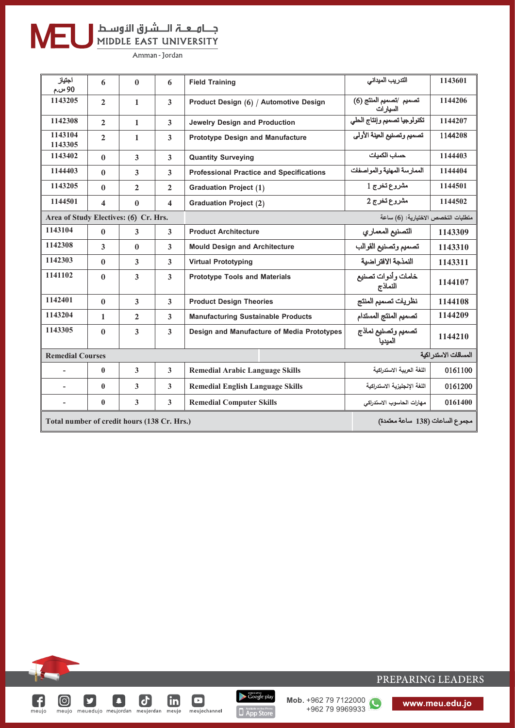| | | | | | | |
|---|---|---|---|---|---|---|
| اجتياز 90 س.م | 6 | 0 | 6 | Field Training | التدريب الميداني | 1143601 |
| 1143205 | 2 | 1 | 3 | Product Design (6) / Automotive Design | تصميم /تصميم المنتج (6) السيارات | 1144206 |
| 1142308 | 2 | 1 | 3 | Jewelry Design and Production | تكنولوجيا تصميم وإنتاج الحلي | 1144207 |
| 1143104 1143305 | 2 | 1 | 3 | Prototype Design and Manufacture | تصميم وتصنيع العينة الأولى | 1144208 |
| 1143402 | 0 | 3 | 3 | Quantity Surveying | حساب الكميات | 1144403 |
| 1144403 | 0 | 3 | 3 | Professional Practice and Specifications | الممارسة المهنية والمواصفات | 1144404 |
| 1143205 | 0 | 2 | 2 | Graduation Project (1) | مشروع تخرج 1 | 1144501 |
| 1144501 | 4 | 0 | 4 | Graduation Project (2) | مشروع تخرج 2 | 1144502 |
| **Area of Study Electives: (6) Cr. Hrs.** | | | | | متطلبات التخصص الاختيارية: (6) ساعة | |
| 1143104 | 0 | 3 | 3 | Product Architecture | التصنيع المعماري | 1143309 |
| 1142308 | 3 | 0 | 3 | Mould Design and Architecture | تصميم وتصنيع القوالب | 1143310 |
| 1142303 | 0 | 3 | 3 | Virtual Prototyping | النمذجة الافتراضية | 1143311 |
| 1141102 | 0 | 3 | 3 | Prototype Tools and Materials | خامات وأدوات تصنيع النماذج | 1144107 |
| 1142401 | 0 | 3 | 3 | Product Design Theories | نظريات تصميم المنتج | 1144108 |
| 1143204 | 1 | 2 | 3 | Manufacturing Sustainable Products | تصميم المنتج المستدام | 1144209 |
| 1143305 | 0 | 3 | 3 | Design and Manufacture of Media Prototypes | تصميم وتصنيع نماذج الميديا | 1144210 |
| **Remedial Courses** | | | | | المساقات الاستدراكية | |
| - | 0 | 3 | 3 | Remedial Arabic Language Skills | اللغة العربية الاستدراكية | 0161100 |
| - | 0 | 3 | 3 | Remedial English Language Skills | اللغة الإنجليزية الاستدراكية | 0161200 |
| - | 0 | 3 | 3 | Remedial Computer Skills | مهارات الحاسوب الاستدراكي | 0161400 |
| **Total number of credit hours (138 Cr. Hrs.)** | | | | | مجموع الساعات (138 ساعة معتمدة) | |